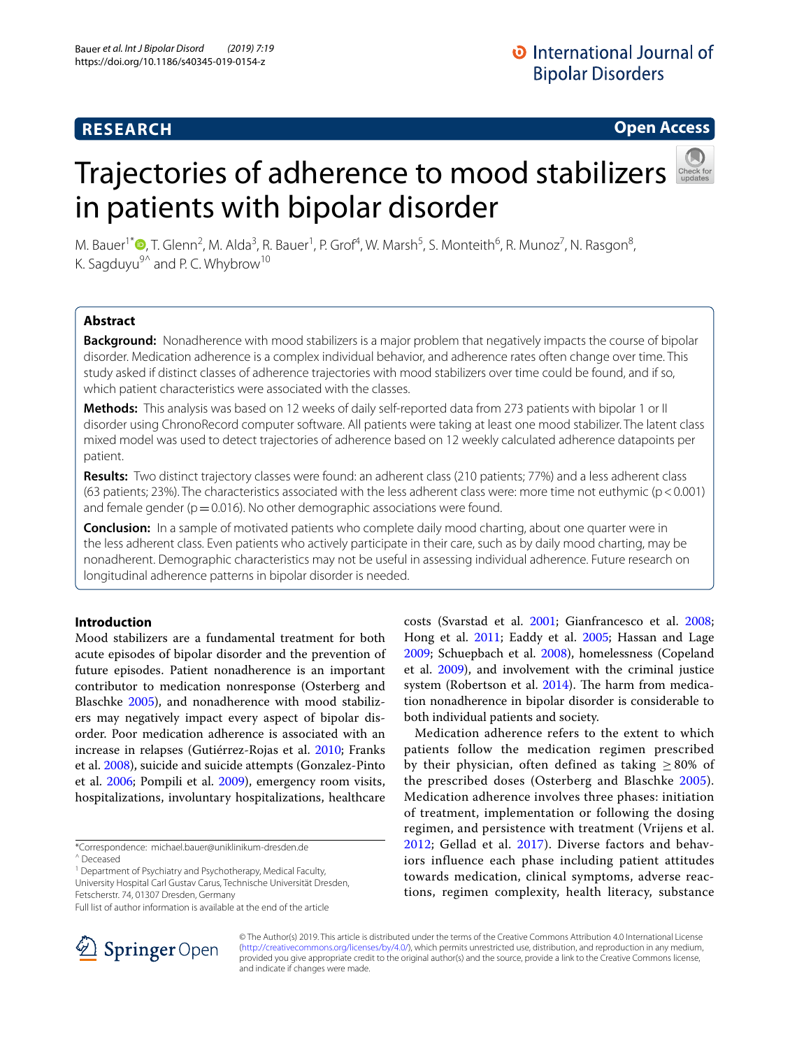# RESEARCH

**Open Access**

# Trajectories of adherence to mood stabilizers in patients with bipolar disorder

M. Bauer[1*], T. Glenn[2], M. Alda[3], R. Bauer[1], P. Grof[4], W. Marsh[5], S. Monteith[6], R. Munoz[7], N. Rasgon[8], K. Sagduyu[9^] and P. C. Whybrow[10]

## Abstract

**Background:** Nonadherence with mood stabilizers is a major problem that negatively impacts the course of bipolar disorder. Medication adherence is a complex individual behavior, and adherence rates often change over time. This study asked if distinct classes of adherence trajectories with mood stabilizers over time could be found, and if so, which patient characteristics were associated with the classes.

**Methods:** This analysis was based on 12 weeks of daily self-reported data from 273 patients with bipolar 1 or II disorder using ChronoRecord computer software. All patients were taking at least one mood stabilizer. The latent class mixed model was used to detect trajectories of adherence based on 12 weekly calculated adherence datapoints per patient.

**Results:** Two distinct trajectory classes were found: an adherent class (210 patients; 77%) and a less adherent class (63 patients; 23%). The characteristics associated with the less adherent class were: more time not euthymic ($p < 0.001$) and female gender ($p = 0.016$). No other demographic associations were found.

**Conclusion:** In a sample of motivated patients who complete daily mood charting, about one quarter were in the less adherent class. Even patients who actively participate in their care, such as by daily mood charting, may be nonadherent. Demographic characteristics may not be useful in assessing individual adherence. Future research on longitudinal adherence patterns in bipolar disorder is needed.

## Introduction

Mood stabilizers are a fundamental treatment for both acute episodes of bipolar disorder and the prevention of future episodes. Patient nonadherence is an important contributor to medication nonresponse (Osterberg and Blaschke 2005), and nonadherence with mood stabilizers may negatively impact every aspect of bipolar disorder. Poor medication adherence is associated with an increase in relapses (Gutiérrez-Rojas et al. 2010; Franks et al. 2008), suicide and suicide attempts (Gonzalez-Pinto et al. 2006; Pompili et al. 2009), emergency room visits, hospitalizations, involuntary hospitalizations, healthcare costs (Svarstad et al. 2001; Gianfrancesco et al. 2008; Hong et al. 2011; Eaddy et al. 2005; Hassan and Lage 2009; Schuepbach et al. 2008), homelessness (Copeland et al. 2009), and involvement with the criminal justice system (Robertson et al. 2014). The harm from medication nonadherence in bipolar disorder is considerable to both individual patients and society.

Medication adherence refers to the extent to which patients follow the medication regimen prescribed by their physician, often defined as taking $\geq 80\%$ of the prescribed doses (Osterberg and Blaschke 2005). Medication adherence involves three phases: initiation of treatment, implementation or following the dosing regimen, and persistence with treatment (Vrijens et al. 2012; Gellad et al. 2017). Diverse factors and behaviors influence each phase including patient attitudes towards medication, clinical symptoms, adverse reactions, regimen complexity, health literacy, substance

*Correspondence: michael.bauer@uniklinikum-dresden.de
^ Deceased
[1] Department of Psychiatry and Psychotherapy, Medical Faculty, University Hospital Carl Gustav Carus, Technische Universität Dresden, Fetscherstr. 74, 01307 Dresden, Germany
Full list of author information is available at the end of the article

© The Author(s) 2019. This article is distributed under the terms of the Creative Commons Attribution 4.0 International License (http://creativecommons.org/licenses/by/4.0/), which permits unrestricted use, distribution, and reproduction in any medium, provided you give appropriate credit to the original author(s) and the source, provide a link to the Creative Commons license, and indicate if changes were made.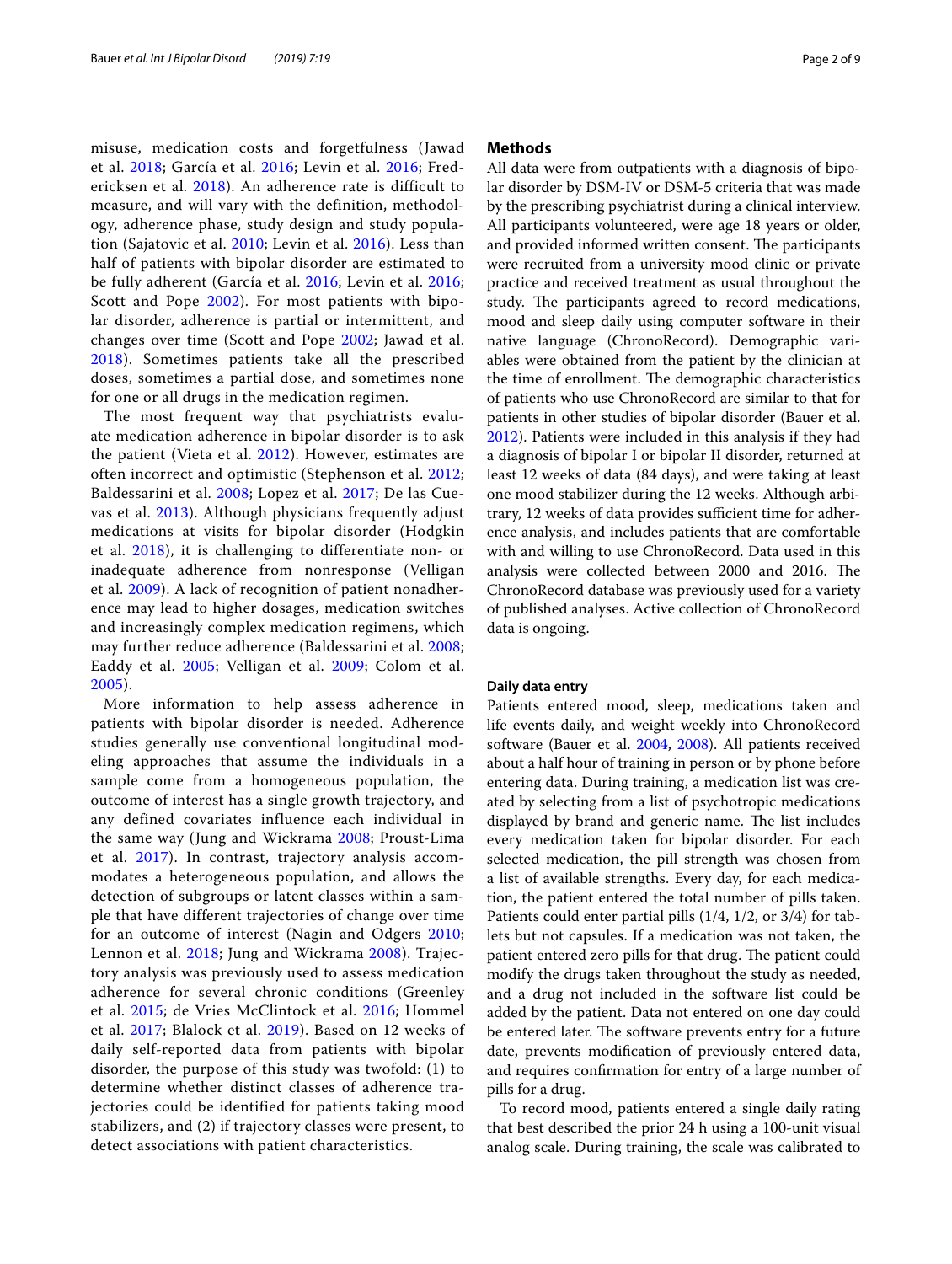misuse, medication costs and forgetfulness (Jawad et al. 2018; García et al. 2016; Levin et al. 2016; Fredericksen et al. 2018). An adherence rate is difficult to measure, and will vary with the definition, methodology, adherence phase, study design and study population (Sajatovic et al. 2010; Levin et al. 2016). Less than half of patients with bipolar disorder are estimated to be fully adherent (García et al. 2016; Levin et al. 2016; Scott and Pope 2002). For most patients with bipolar disorder, adherence is partial or intermittent, and changes over time (Scott and Pope 2002; Jawad et al. 2018). Sometimes patients take all the prescribed doses, sometimes a partial dose, and sometimes none for one or all drugs in the medication regimen.

The most frequent way that psychiatrists evaluate medication adherence in bipolar disorder is to ask the patient (Vieta et al. 2012). However, estimates are often incorrect and optimistic (Stephenson et al. 2012; Baldessarini et al. 2008; Lopez et al. 2017; De las Cuevas et al. 2013). Although physicians frequently adjust medications at visits for bipolar disorder (Hodgkin et al. 2018), it is challenging to differentiate non- or inadequate adherence from nonresponse (Velligan et al. 2009). A lack of recognition of patient nonadherence may lead to higher dosages, medication switches and increasingly complex medication regimens, which may further reduce adherence (Baldessarini et al. 2008; Eaddy et al. 2005; Velligan et al. 2009; Colom et al. 2005).

More information to help assess adherence in patients with bipolar disorder is needed. Adherence studies generally use conventional longitudinal modeling approaches that assume the individuals in a sample come from a homogeneous population, the outcome of interest has a single growth trajectory, and any defined covariates influence each individual in the same way (Jung and Wickrama 2008; Proust-Lima et al. 2017). In contrast, trajectory analysis accommodates a heterogeneous population, and allows the detection of subgroups or latent classes within a sample that have different trajectories of change over time for an outcome of interest (Nagin and Odgers 2010; Lennon et al. 2018; Jung and Wickrama 2008). Trajectory analysis was previously used to assess medication adherence for several chronic conditions (Greenley et al. 2015; de Vries McClintock et al. 2016; Hommel et al. 2017; Blalock et al. 2019). Based on 12 weeks of daily self-reported data from patients with bipolar disorder, the purpose of this study was twofold: (1) to determine whether distinct classes of adherence trajectories could be identified for patients taking mood stabilizers, and (2) if trajectory classes were present, to detect associations with patient characteristics.

## Methods

All data were from outpatients with a diagnosis of bipolar disorder by DSM-IV or DSM-5 criteria that was made by the prescribing psychiatrist during a clinical interview. All participants volunteered, were age 18 years or older, and provided informed written consent. The participants were recruited from a university mood clinic or private practice and received treatment as usual throughout the study. The participants agreed to record medications, mood and sleep daily using computer software in their native language (ChronoRecord). Demographic variables were obtained from the patient by the clinician at the time of enrollment. The demographic characteristics of patients who use ChronoRecord are similar to that for patients in other studies of bipolar disorder (Bauer et al. 2012). Patients were included in this analysis if they had a diagnosis of bipolar I or bipolar II disorder, returned at least 12 weeks of data (84 days), and were taking at least one mood stabilizer during the 12 weeks. Although arbitrary, 12 weeks of data provides sufficient time for adherence analysis, and includes patients that are comfortable with and willing to use ChronoRecord. Data used in this analysis were collected between 2000 and 2016. The ChronoRecord database was previously used for a variety of published analyses. Active collection of ChronoRecord data is ongoing.

### Daily data entry

Patients entered mood, sleep, medications taken and life events daily, and weight weekly into ChronoRecord software (Bauer et al. 2004, 2008). All patients received about a half hour of training in person or by phone before entering data. During training, a medication list was created by selecting from a list of psychotropic medications displayed by brand and generic name. The list includes every medication taken for bipolar disorder. For each selected medication, the pill strength was chosen from a list of available strengths. Every day, for each medication, the patient entered the total number of pills taken. Patients could enter partial pills (1/4, 1/2, or 3/4) for tablets but not capsules. If a medication was not taken, the patient entered zero pills for that drug. The patient could modify the drugs taken throughout the study as needed, and a drug not included in the software list could be added by the patient. Data not entered on one day could be entered later. The software prevents entry for a future date, prevents modification of previously entered data, and requires confirmation for entry of a large number of pills for a drug.

To record mood, patients entered a single daily rating that best described the prior 24 h using a 100-unit visual analog scale. During training, the scale was calibrated to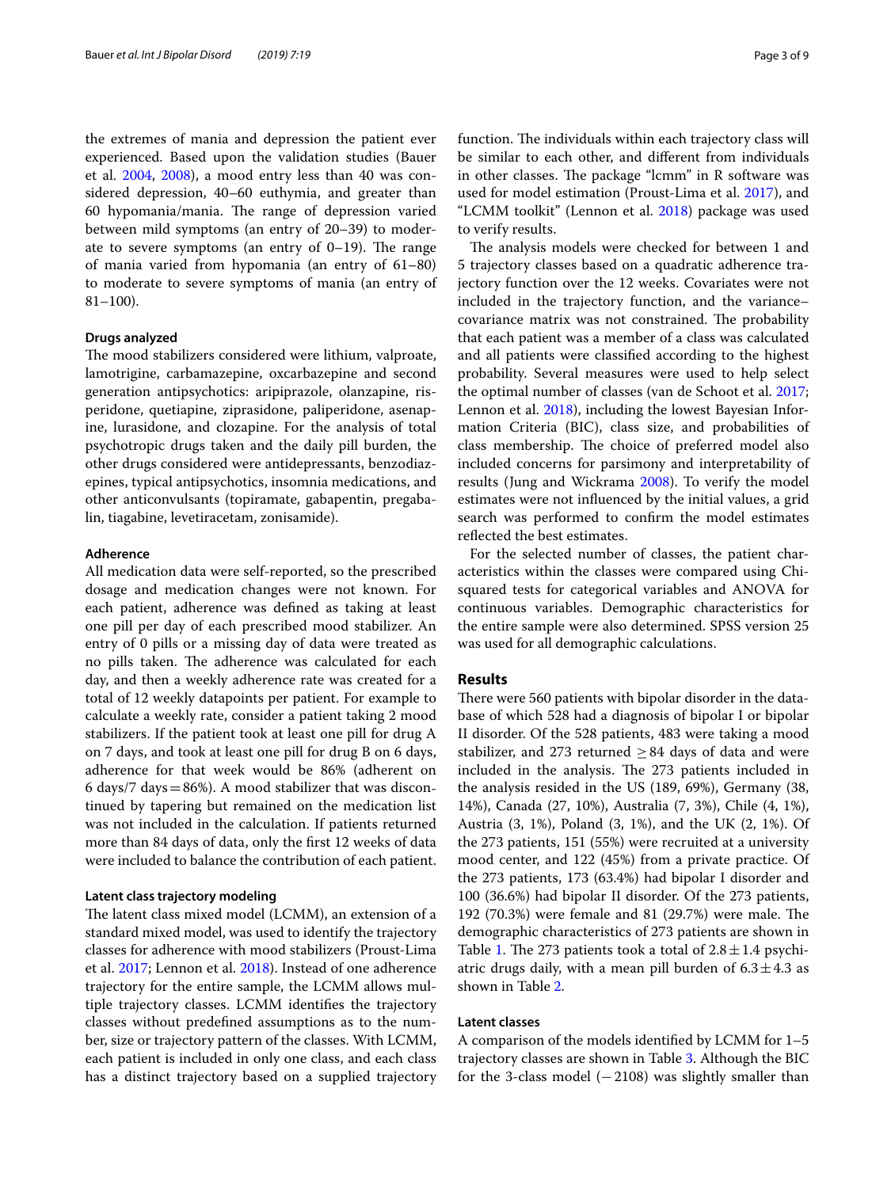the extremes of mania and depression the patient ever experienced. Based upon the validation studies (Bauer et al. 2004, 2008), a mood entry less than 40 was considered depression, 40–60 euthymia, and greater than 60 hypomania/mania. The range of depression varied between mild symptoms (an entry of 20–39) to moderate to severe symptoms (an entry of 0–19). The range of mania varied from hypomania (an entry of 61–80) to moderate to severe symptoms of mania (an entry of 81–100).

### Drugs analyzed

The mood stabilizers considered were lithium, valproate, lamotrigine, carbamazepine, oxcarbazepine and second generation antipsychotics: aripiprazole, olanzapine, risperidone, quetiapine, ziprasidone, paliperidone, asenapine, lurasidone, and clozapine. For the analysis of total psychotropic drugs taken and the daily pill burden, the other drugs considered were antidepressants, benzodiazepines, typical antipsychotics, insomnia medications, and other anticonvulsants (topiramate, gabapentin, pregabalin, tiagabine, levetiracetam, zonisamide).

### Adherence

All medication data were self-reported, so the prescribed dosage and medication changes were not known. For each patient, adherence was defined as taking at least one pill per day of each prescribed mood stabilizer. An entry of 0 pills or a missing day of data were treated as no pills taken. The adherence was calculated for each day, and then a weekly adherence rate was created for a total of 12 weekly datapoints per patient. For example to calculate a weekly rate, consider a patient taking 2 mood stabilizers. If the patient took at least one pill for drug A on 7 days, and took at least one pill for drug B on 6 days, adherence for that week would be 86% (adherent on 6 days/7 days = 86%). A mood stabilizer that was discontinued by tapering but remained on the medication list was not included in the calculation. If patients returned more than 84 days of data, only the first 12 weeks of data were included to balance the contribution of each patient.

### Latent class trajectory modeling

The latent class mixed model (LCMM), an extension of a standard mixed model, was used to identify the trajectory classes for adherence with mood stabilizers (Proust-Lima et al. 2017; Lennon et al. 2018). Instead of one adherence trajectory for the entire sample, the LCMM allows multiple trajectory classes. LCMM identifies the trajectory classes without predefined assumptions as to the number, size or trajectory pattern of the classes. With LCMM, each patient is included in only one class, and each class has a distinct trajectory based on a supplied trajectory function. The individuals within each trajectory class will be similar to each other, and different from individuals in other classes. The package "lcmm" in R software was used for model estimation (Proust-Lima et al. 2017), and "LCMM toolkit" (Lennon et al. 2018) package was used to verify results.

The analysis models were checked for between 1 and 5 trajectory classes based on a quadratic adherence trajectory function over the 12 weeks. Covariates were not included in the trajectory function, and the variance–covariance matrix was not constrained. The probability that each patient was a member of a class was calculated and all patients were classified according to the highest probability. Several measures were used to help select the optimal number of classes (van de Schoot et al. 2017; Lennon et al. 2018), including the lowest Bayesian Information Criteria (BIC), class size, and probabilities of class membership. The choice of preferred model also included concerns for parsimony and interpretability of results (Jung and Wickrama 2008). To verify the model estimates were not influenced by the initial values, a grid search was performed to confirm the model estimates reflected the best estimates.

For the selected number of classes, the patient characteristics within the classes were compared using Chi-squared tests for categorical variables and ANOVA for continuous variables. Demographic characteristics for the entire sample were also determined. SPSS version 25 was used for all demographic calculations.

## Results

There were 560 patients with bipolar disorder in the database of which 528 had a diagnosis of bipolar I or bipolar II disorder. Of the 528 patients, 483 were taking a mood stabilizer, and 273 returned $\geq 84$ days of data and were included in the analysis. The 273 patients included in the analysis resided in the US (189, 69%), Germany (38, 14%), Canada (27, 10%), Australia (7, 3%), Chile (4, 1%), Austria (3, 1%), Poland (3, 1%), and the UK (2, 1%). Of the 273 patients, 151 (55%) were recruited at a university mood center, and 122 (45%) from a private practice. Of the 273 patients, 173 (63.4%) had bipolar I disorder and 100 (36.6%) had bipolar II disorder. Of the 273 patients, 192 (70.3%) were female and 81 (29.7%) were male. The demographic characteristics of 273 patients are shown in Table 1. The 273 patients took a total of $2.8 \pm 1.4$ psychiatric drugs daily, with a mean pill burden of $6.3 \pm 4.3$ as shown in Table 2.

### Latent classes

A comparison of the models identified by LCMM for 1–5 trajectory classes are shown in Table 3. Although the BIC for the 3-class model (− 2108) was slightly smaller than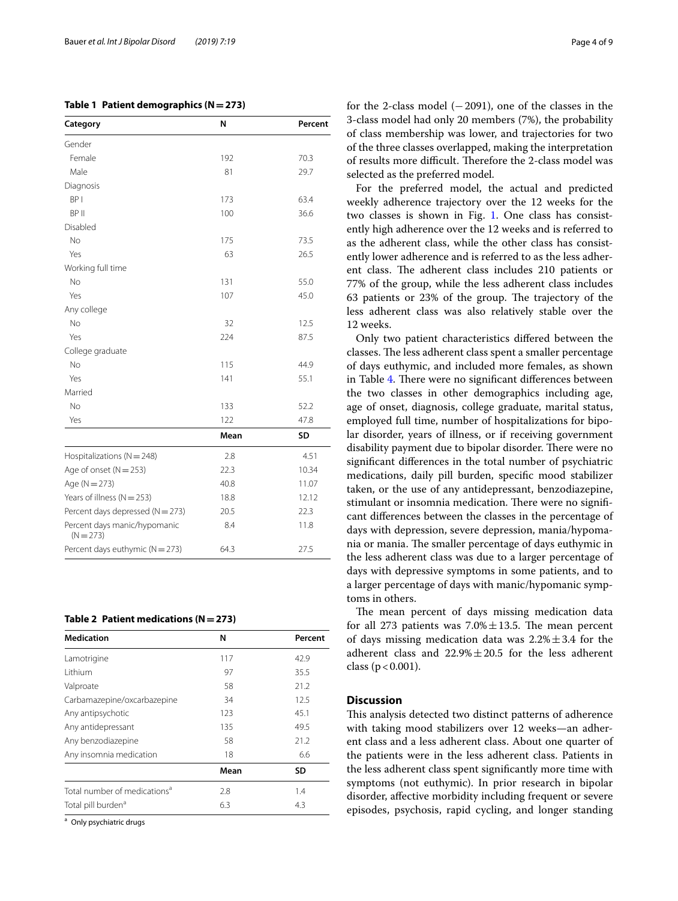**Table 1 Patient demographics (N = 273)**

| Category | N | Percent |
|---|---|---|
| Gender | | |
| Female | 192 | 70.3 |
| Male | 81 | 29.7 |
| Diagnosis | | |
| BP I | 173 | 63.4 |
| BP II | 100 | 36.6 |
| Disabled | | |
| No | 175 | 73.5 |
| Yes | 63 | 26.5 |
| Working full time | | |
| No | 131 | 55.0 |
| Yes | 107 | 45.0 |
| Any college | | |
| No | 32 | 12.5 |
| Yes | 224 | 87.5 |
| College graduate | | |
| No | 115 | 44.9 |
| Yes | 141 | 55.1 |
| Married | | |
| No | 133 | 52.2 |
| Yes | 122 | 47.8 |
| | **Mean** | **SD** |
| Hospitalizations (N = 248) | 2.8 | 4.51 |
| Age of onset (N = 253) | 22.3 | 10.34 |
| Age (N = 273) | 40.8 | 11.07 |
| Years of illness (N = 253) | 18.8 | 12.12 |
| Percent days depressed (N = 273) | 20.5 | 22.3 |
| Percent days manic/hypomanic (N = 273) | 8.4 | 11.8 |
| Percent days euthymic (N = 273) | 64.3 | 27.5 |

**Table 2 Patient medications (N = 273)**

| Medication | N | Percent |
|---|---|---|
| Lamotrigine | 117 | 42.9 |
| Lithium | 97 | 35.5 |
| Valproate | 58 | 21.2 |
| Carbamazepine/oxcarbazepine | 34 | 12.5 |
| Any antipsychotic | 123 | 45.1 |
| Any antidepressant | 135 | 49.5 |
| Any benzodiazepine | 58 | 21.2 |
| Any insomnia medication | 18 | 6.6 |
| | **Mean** | **SD** |
| Total number of medications[a] | 2.8 | 1.4 |
| Total pill burden[a] | 6.3 | 4.3 |

[a] Only psychiatric drugs

for the 2-class model (− 2091), one of the classes in the 3-class model had only 20 members (7%), the probability of class membership was lower, and trajectories for two of the three classes overlapped, making the interpretation of results more difficult. Therefore the 2-class model was selected as the preferred model.

For the preferred model, the actual and predicted weekly adherence trajectory over the 12 weeks for the two classes is shown in Fig. 1. One class has consistently high adherence over the 12 weeks and is referred to as the adherent class, while the other class has consistently lower adherence and is referred to as the less adherent class. The adherent class includes 210 patients or 77% of the group, while the less adherent class includes 63 patients or 23% of the group. The trajectory of the less adherent class was also relatively stable over the 12 weeks.

Only two patient characteristics differed between the classes. The less adherent class spent a smaller percentage of days euthymic, and included more females, as shown in Table 4. There were no significant differences between the two classes in other demographics including age, age of onset, diagnosis, college graduate, marital status, employed full time, number of hospitalizations for bipolar disorder, years of illness, or if receiving government disability payment due to bipolar disorder. There were no significant differences in the total number of psychiatric medications, daily pill burden, specific mood stabilizer taken, or the use of any antidepressant, benzodiazepine, stimulant or insomnia medication. There were no significant differences between the classes in the percentage of days with depression, severe depression, mania/hypomania or mania. The smaller percentage of days euthymic in the less adherent class was due to a larger percentage of days with depressive symptoms in some patients, and to a larger percentage of days with manic/hypomanic symptoms in others.

The mean percent of days missing medication data for all 273 patients was $7.0\% \pm 13.5$. The mean percent of days missing medication data was $2.2\% \pm 3.4$ for the adherent class and $22.9\% \pm 20.5$ for the less adherent class ($p < 0.001$).

## Discussion

This analysis detected two distinct patterns of adherence with taking mood stabilizers over 12 weeks—an adherent class and a less adherent class. About one quarter of the patients were in the less adherent class. Patients in the less adherent class spent significantly more time with symptoms (not euthymic). In prior research in bipolar disorder, affective morbidity including frequent or severe episodes, psychosis, rapid cycling, and longer standing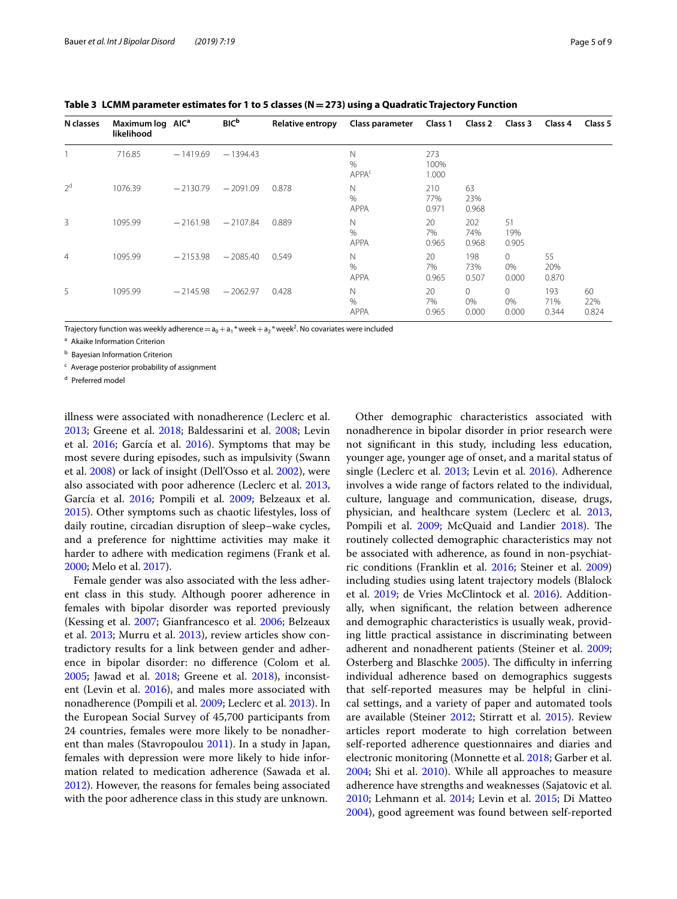**Table 3 LCMM parameter estimates for 1 to 5 classes (N = 273) using a Quadratic Trajectory Function**

| N classes | Maximum log likelihood | AIC[a] | BIC[b] | Relative entropy | Class parameter | Class 1 | Class 2 | Class 3 | Class 4 | Class 5 |
|---|---|---|---|---|---|---|---|---|---|---|
| 1 | 716.85 | −1419.69 | −1394.43 | | N<br>%<br>APPA[c] | 273<br>100%<br>1.000 | | | | |
| 2[d] | 1076.39 | −2130.79 | −2091.09 | 0.878 | N<br>%<br>APPA | 210<br>77%<br>0.971 | 63<br>23%<br>0.968 | | | |
| 3 | 1095.99 | −2161.98 | −2107.84 | 0.889 | N<br>%<br>APPA | 20<br>7%<br>0.965 | 202<br>74%<br>0.968 | 51<br>19%<br>0.905 | | |
| 4 | 1095.99 | −2153.98 | −2085.40 | 0.549 | N<br>%<br>APPA | 20<br>7%<br>0.965 | 198<br>73%<br>0.507 | 0<br>0%<br>0.000 | 55<br>20%<br>0.870 | |
| 5 | 1095.99 | −2145.98 | −2062.97 | 0.428 | N<br>%<br>APPA | 20<br>7%<br>0.965 | 0<br>0%<br>0.000 | 0<br>0%<br>0.000 | 193<br>71%<br>0.344 | 60<br>22%<br>0.824 |

Trajectory function was weekly adherence = $a_0 + a_1 * \text{week} + a_2 * \text{week}^2$. No covariates were included

[a] Akaike Information Criterion

[b] Bayesian Information Criterion

[c] Average posterior probability of assignment

[d] Preferred model

illness were associated with nonadherence (Leclerc et al. 2013; Greene et al. 2018; Baldessarini et al. 2008; Levin et al. 2016; García et al. 2016). Symptoms that may be most severe during episodes, such as impulsivity (Swann et al. 2008) or lack of insight (Dell'Osso et al. 2002), were also associated with poor adherence (Leclerc et al. 2013, García et al. 2016; Pompili et al. 2009; Belzeaux et al. 2015). Other symptoms such as chaotic lifestyles, loss of daily routine, circadian disruption of sleep–wake cycles, and a preference for nighttime activities may make it harder to adhere with medication regimens (Frank et al. 2000; Melo et al. 2017).

Female gender was also associated with the less adherent class in this study. Although poorer adherence in females with bipolar disorder was reported previously (Kessing et al. 2007; Gianfrancesco et al. 2006; Belzeaux et al. 2013; Murru et al. 2013), review articles show contradictory results for a link between gender and adherence in bipolar disorder: no difference (Colom et al. 2005; Jawad et al. 2018; Greene et al. 2018), inconsistent (Levin et al. 2016), and males more associated with nonadherence (Pompili et al. 2009; Leclerc et al. 2013). In the European Social Survey of 45,700 participants from 24 countries, females were more likely to be nonadherent than males (Stavropoulou 2011). In a study in Japan, females with depression were more likely to hide information related to medication adherence (Sawada et al. 2012). However, the reasons for females being associated with the poor adherence class in this study are unknown.

Other demographic characteristics associated with nonadherence in bipolar disorder in prior research were not significant in this study, including less education, younger age, younger age of onset, and a marital status of single (Leclerc et al. 2013; Levin et al. 2016). Adherence involves a wide range of factors related to the individual, culture, language and communication, disease, drugs, physician, and healthcare system (Leclerc et al. 2013, Pompili et al. 2009; McQuaid and Landier 2018). The routinely collected demographic characteristics may not be associated with adherence, as found in non-psychiatric conditions (Franklin et al. 2016; Steiner et al. 2009) including studies using latent trajectory models (Blalock et al. 2019; de Vries McClintock et al. 2016). Additionally, when significant, the relation between adherence and demographic characteristics is usually weak, providing little practical assistance in discriminating between adherent and nonadherent patients (Steiner et al. 2009; Osterberg and Blaschke 2005). The difficulty in inferring individual adherence based on demographics suggests that self-reported measures may be helpful in clinical settings, and a variety of paper and automated tools are available (Steiner 2012; Stirratt et al. 2015). Review articles report moderate to high correlation between self-reported adherence questionnaires and diaries and electronic monitoring (Monnette et al. 2018; Garber et al. 2004; Shi et al. 2010). While all approaches to measure adherence have strengths and weaknesses (Sajatovic et al. 2010; Lehmann et al. 2014; Levin et al. 2015; Di Matteo 2004), good agreement was found between self-reported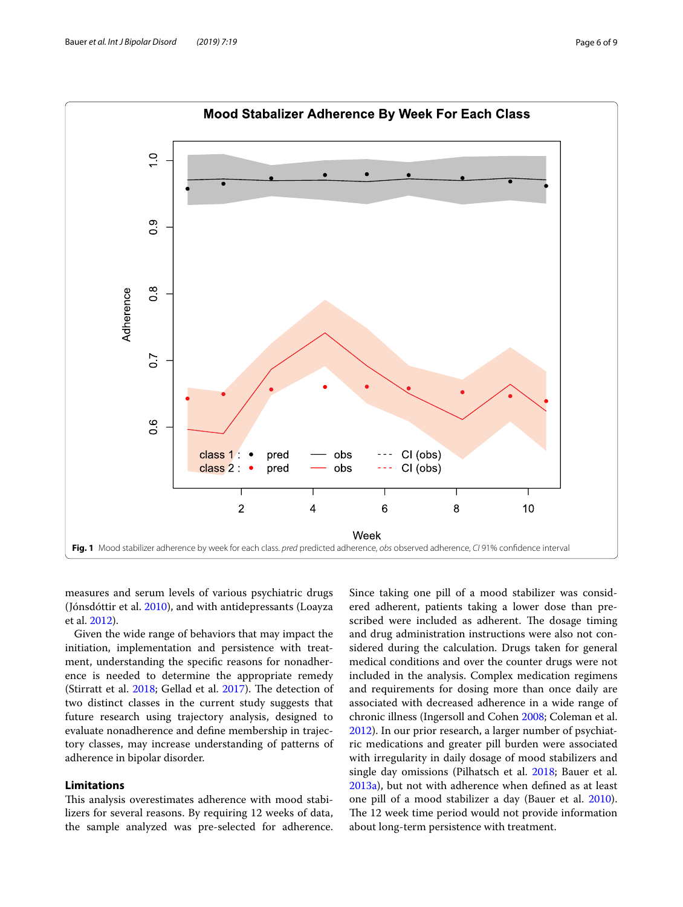**Fig. 1** Mood stabilizer adherence by week for each class. *pred* predicted adherence, *obs* observed adherence, *CI* 91% confidence interval

measures and serum levels of various psychiatric drugs (Jónsdóttir et al. 2010), and with antidepressants (Loayza et al. 2012).

Given the wide range of behaviors that may impact the initiation, implementation and persistence with treatment, understanding the specific reasons for nonadherence is needed to determine the appropriate remedy (Stirratt et al. 2018; Gellad et al. 2017). The detection of two distinct classes in the current study suggests that future research using trajectory analysis, designed to evaluate nonadherence and define membership in trajectory classes, may increase understanding of patterns of adherence in bipolar disorder.

## Limitations

This analysis overestimates adherence with mood stabilizers for several reasons. By requiring 12 weeks of data, the sample analyzed was pre-selected for adherence. Since taking one pill of a mood stabilizer was considered adherent, patients taking a lower dose than prescribed were included as adherent. The dosage timing and drug administration instructions were also not considered during the calculation. Drugs taken for general medical conditions and over the counter drugs were not included in the analysis. Complex medication regimens and requirements for dosing more than once daily are associated with decreased adherence in a wide range of chronic illness (Ingersoll and Cohen 2008; Coleman et al. 2012). In our prior research, a larger number of psychiatric medications and greater pill burden were associated with irregularity in daily dosage of mood stabilizers and single day omissions (Pilhatsch et al. 2018; Bauer et al. 2013a), but not with adherence when defined as at least one pill of a mood stabilizer a day (Bauer et al. 2010). The 12 week time period would not provide information about long-term persistence with treatment.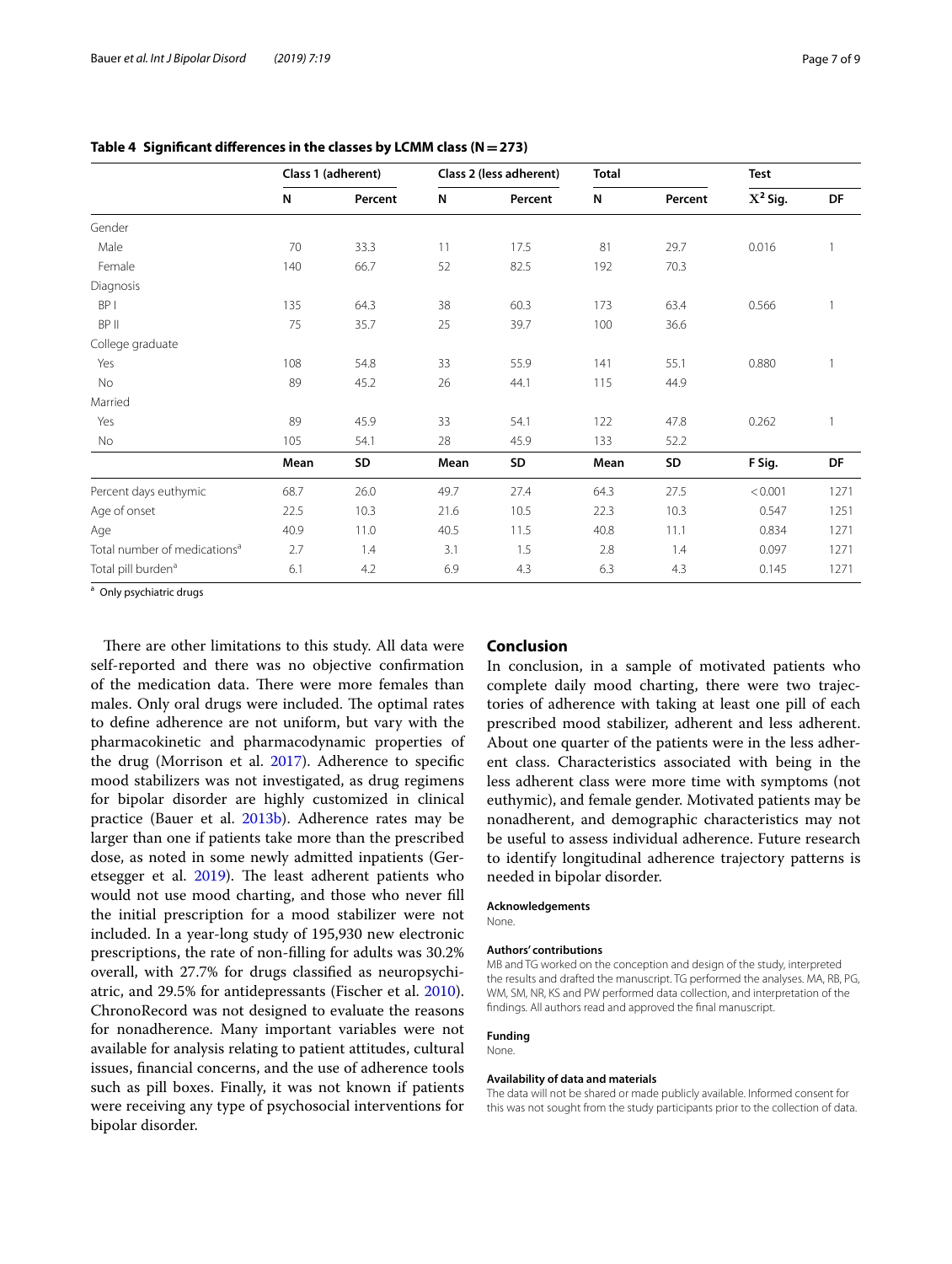**Table 4 Significant differences in the classes by LCMM class (N = 273)**

| | Class 1 (adherent) | | Class 2 (less adherent) | | Total | | Test | |
|---|---|---|---|---|---|---|---|---|
| | N | Percent | N | Percent | N | Percent | $X^2$ Sig. | DF |
| Gender | | | | | | | | |
| Male | 70 | 33.3 | 11 | 17.5 | 81 | 29.7 | 0.016 | 1 |
| Female | 140 | 66.7 | 52 | 82.5 | 192 | 70.3 | | |
| Diagnosis | | | | | | | | |
| BP I | 135 | 64.3 | 38 | 60.3 | 173 | 63.4 | 0.566 | 1 |
| BP II | 75 | 35.7 | 25 | 39.7 | 100 | 36.6 | | |
| College graduate | | | | | | | | |
| Yes | 108 | 54.8 | 33 | 55.9 | 141 | 55.1 | 0.880 | 1 |
| No | 89 | 45.2 | 26 | 44.1 | 115 | 44.9 | | |
| Married | | | | | | | | |
| Yes | 89 | 45.9 | 33 | 54.1 | 122 | 47.8 | 0.262 | 1 |
| No | 105 | 54.1 | 28 | 45.9 | 133 | 52.2 | | |
| | **Mean** | **SD** | **Mean** | **SD** | **Mean** | **SD** | **F Sig.** | **DF** |
| Percent days euthymic | 68.7 | 26.0 | 49.7 | 27.4 | 64.3 | 27.5 | < 0.001 | 1271 |
| Age of onset | 22.5 | 10.3 | 21.6 | 10.5 | 22.3 | 10.3 | 0.547 | 1251 |
| Age | 40.9 | 11.0 | 40.5 | 11.5 | 40.8 | 11.1 | 0.834 | 1271 |
| Total number of medications[a] | 2.7 | 1.4 | 3.1 | 1.5 | 2.8 | 1.4 | 0.097 | 1271 |
| Total pill burden[a] | 6.1 | 4.2 | 6.9 | 4.3 | 6.3 | 4.3 | 0.145 | 1271 |

[a] Only psychiatric drugs

There are other limitations to this study. All data were self-reported and there was no objective confirmation of the medication data. There were more females than males. Only oral drugs were included. The optimal rates to define adherence are not uniform, but vary with the pharmacokinetic and pharmacodynamic properties of the drug (Morrison et al. 2017). Adherence to specific mood stabilizers was not investigated, as drug regimens for bipolar disorder are highly customized in clinical practice (Bauer et al. 2013b). Adherence rates may be larger than one if patients take more than the prescribed dose, as noted in some newly admitted inpatients (Geretsegger et al. 2019). The least adherent patients who would not use mood charting, and those who never fill the initial prescription for a mood stabilizer were not included. In a year-long study of 195,930 new electronic prescriptions, the rate of non-filling for adults was 30.2% overall, with 27.7% for drugs classified as neuropsychiatric, and 29.5% for antidepressants (Fischer et al. 2010). ChronoRecord was not designed to evaluate the reasons for nonadherence. Many important variables were not available for analysis relating to patient attitudes, cultural issues, financial concerns, and the use of adherence tools such as pill boxes. Finally, it was not known if patients were receiving any type of psychosocial interventions for bipolar disorder.

## Conclusion

In conclusion, in a sample of motivated patients who complete daily mood charting, there were two trajectories of adherence with taking at least one pill of each prescribed mood stabilizer, adherent and less adherent. About one quarter of the patients were in the less adherent class. Characteristics associated with being in the less adherent class were more time with symptoms (not euthymic), and female gender. Motivated patients may be nonadherent, and demographic characteristics may not be useful to assess individual adherence. Future research to identify longitudinal adherence trajectory patterns is needed in bipolar disorder.

**Acknowledgements**

None.

**Authors' contributions**

MB and TG worked on the conception and design of the study, interpreted the results and drafted the manuscript. TG performed the analyses. MA, RB, PG, WM, SM, NR, KS and PW performed data collection, and interpretation of the findings. All authors read and approved the final manuscript.

**Funding**

None.

**Availability of data and materials**

The data will not be shared or made publicly available. Informed consent for this was not sought from the study participants prior to the collection of data.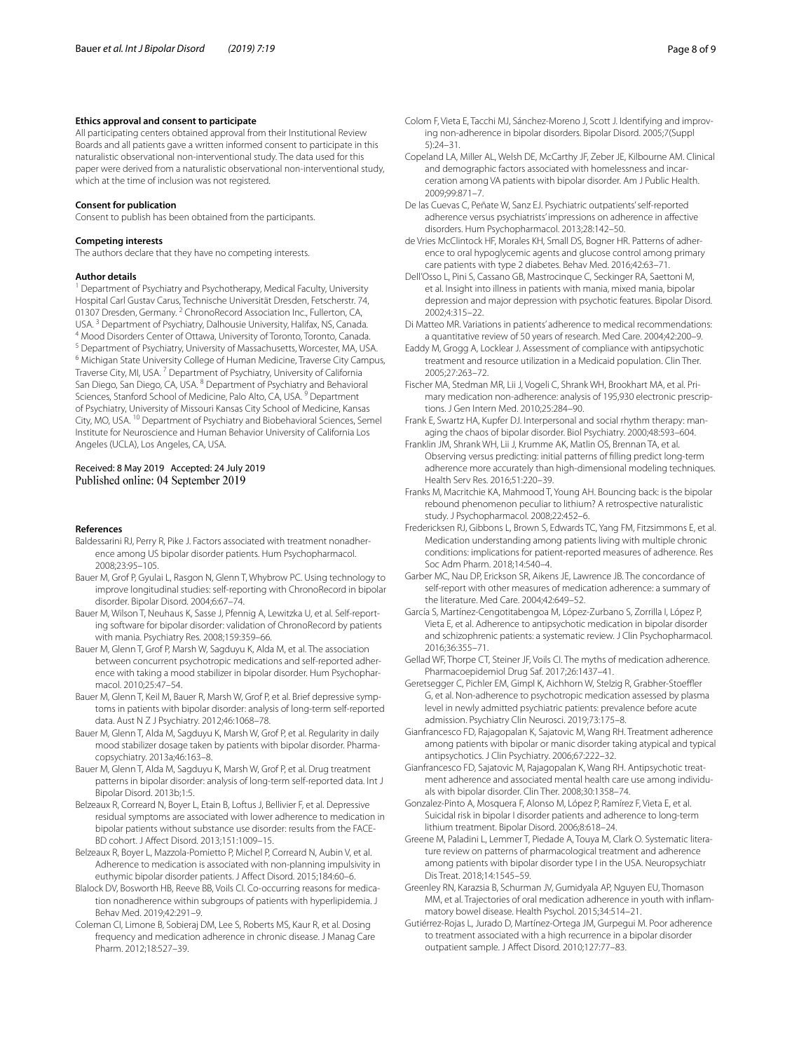### Ethics approval and consent to participate

All participating centers obtained approval from their Institutional Review Boards and all patients gave a written informed consent to participate in this naturalistic observational non-interventional study. The data used for this paper were derived from a naturalistic observational non-interventional study, which at the time of inclusion was not registered.

### Consent for publication

Consent to publish has been obtained from the participants.

### Competing interests

The authors declare that they have no competing interests.

### Author details

[1] Department of Psychiatry and Psychotherapy, Medical Faculty, University Hospital Carl Gustav Carus, Technische Universität Dresden, Fetscherstr. 74, 01307 Dresden, Germany. [2] ChronoRecord Association Inc., Fullerton, CA, USA. [3] Department of Psychiatry, Dalhousie University, Halifax, NS, Canada. [4] Mood Disorders Center of Ottawa, University of Toronto, Toronto, Canada. [5] Department of Psychiatry, University of Massachusetts, Worcester, MA, USA. [6] Michigan State University College of Human Medicine, Traverse City Campus, Traverse City, MI, USA. [7] Department of Psychiatry, University of California San Diego, San Diego, CA, USA. [8] Department of Psychiatry and Behavioral Sciences, Stanford School of Medicine, Palo Alto, CA, USA. [9] Department of Psychiatry, University of Missouri Kansas City School of Medicine, Kansas City, MO, USA. [10] Department of Psychiatry and Biobehavioral Sciences, Semel Institute for Neuroscience and Human Behavior University of California Los Angeles (UCLA), Los Angeles, CA, USA.

Received: 8 May 2019 Accepted: 24 July 2019
Published online: 04 September 2019

### References

Baldessarini RJ, Perry R, Pike J. Factors associated with treatment nonadherence among US bipolar disorder patients. Hum Psychopharmacol. 2008;23:95–105.

Bauer M, Grof P, Gyulai L, Rasgon N, Glenn T, Whybrow PC. Using technology to improve longitudinal studies: self-reporting with ChronoRecord in bipolar disorder. Bipolar Disord. 2004;6:67–74.

Bauer M, Wilson T, Neuhaus K, Sasse J, Pfennig A, Lewitzka U, et al. Self-reporting software for bipolar disorder: validation of ChronoRecord by patients with mania. Psychiatry Res. 2008;159:359–66.

Bauer M, Glenn T, Grof P, Marsh W, Sagduyu K, Alda M, et al. The association between concurrent psychotropic medications and self-reported adherence with taking a mood stabilizer in bipolar disorder. Hum Psychopharmacol. 2010;25:47–54.

Bauer M, Glenn T, Keil M, Bauer R, Marsh W, Grof P, et al. Brief depressive symptoms in patients with bipolar disorder: analysis of long-term self-reported data. Aust N Z J Psychiatry. 2012;46:1068–78.

Bauer M, Glenn T, Alda M, Sagduyu K, Marsh W, Grof P, et al. Regularity in daily mood stabilizer dosage taken by patients with bipolar disorder. Pharmacopsychiatry. 2013a;46:163–8.

Bauer M, Glenn T, Alda M, Sagduyu K, Marsh W, Grof P, et al. Drug treatment patterns in bipolar disorder: analysis of long-term self-reported data. Int J Bipolar Disord. 2013b;1:5.

Belzeaux R, Correard N, Boyer L, Etain B, Loftus J, Bellivier F, et al. Depressive residual symptoms are associated with lower adherence to medication in bipolar patients without substance use disorder: results from the FACE-BD cohort. J Affect Disord. 2013;151:1009–15.

Belzeaux R, Boyer L, Mazzola-Pomietto P, Michel P, Correard N, Aubin V, et al. Adherence to medication is associated with non-planning impulsivity in euthymic bipolar disorder patients. J Affect Disord. 2015;184:60–6.

Blalock DV, Bosworth HB, Reeve BB, Voils CI. Co-occurring reasons for medication nonadherence within subgroups of patients with hyperlipidemia. J Behav Med. 2019;42:291–9.

Coleman CI, Limone B, Sobieraj DM, Lee S, Roberts MS, Kaur R, et al. Dosing frequency and medication adherence in chronic disease. J Manag Care Pharm. 2012;18:527–39.

Colom F, Vieta E, Tacchi MJ, Sánchez-Moreno J, Scott J. Identifying and improving non-adherence in bipolar disorders. Bipolar Disord. 2005;7(Suppl 5):24–31.

Copeland LA, Miller AL, Welsh DE, McCarthy JF, Zeber JE, Kilbourne AM. Clinical and demographic factors associated with homelessness and incarceration among VA patients with bipolar disorder. Am J Public Health. 2009;99:871–7.

De las Cuevas C, Peñate W, Sanz EJ. Psychiatric outpatients' self-reported adherence versus psychiatrists' impressions on adherence in affective disorders. Hum Psychopharmacol. 2013;28:142–50.

de Vries McClintock HF, Morales KH, Small DS, Bogner HR. Patterns of adherence to oral hypoglycemic agents and glucose control among primary care patients with type 2 diabetes. Behav Med. 2016;42:63–71.

Dell'Osso L, Pini S, Cassano GB, Mastrocinque C, Seckinger RA, Saettoni M, et al. Insight into illness in patients with mania, mixed mania, bipolar depression and major depression with psychotic features. Bipolar Disord. 2002;4:315–22.

Di Matteo MR. Variations in patients' adherence to medical recommendations: a quantitative review of 50 years of research. Med Care. 2004;42:200–9.

Eaddy M, Grogg A, Locklear J. Assessment of compliance with antipsychotic treatment and resource utilization in a Medicaid population. Clin Ther. 2005;27:263–72.

Fischer MA, Stedman MR, Lii J, Vogeli C, Shrank WH, Brookhart MA, et al. Primary medication non-adherence: analysis of 195,930 electronic prescriptions. J Gen Intern Med. 2010;25:284–90.

Frank E, Swartz HA, Kupfer DJ. Interpersonal and social rhythm therapy: managing the chaos of bipolar disorder. Biol Psychiatry. 2000;48:593–604.

Franklin JM, Shrank WH, Lii J, Krumme AK, Matlin OS, Brennan TA, et al. Observing versus predicting: initial patterns of filling predict long-term adherence more accurately than high-dimensional modeling techniques. Health Serv Res. 2016;51:220–39.

Franks M, Macritchie KA, Mahmood T, Young AH. Bouncing back: is the bipolar rebound phenomenon peculiar to lithium? A retrospective naturalistic study. J Psychopharmacol. 2008;22:452–6.

Fredericksen RJ, Gibbons L, Brown S, Edwards TC, Yang FM, Fitzsimmons E, et al. Medication understanding among patients living with multiple chronic conditions: implications for patient-reported measures of adherence. Res Soc Adm Pharm. 2018;14:540–4.

Garber MC, Nau DP, Erickson SR, Aikens JE, Lawrence JB. The concordance of self-report with other measures of medication adherence: a summary of the literature. Med Care. 2004;42:649–52.

García S, Martínez-Cengotitabengoa M, López-Zurbano S, Zorrilla I, López P, Vieta E, et al. Adherence to antipsychotic medication in bipolar disorder and schizophrenic patients: a systematic review. J Clin Psychopharmacol. 2016;36:355–71.

Gellad WF, Thorpe CT, Steiner JF, Voils CI. The myths of medication adherence. Pharmacoepidemiol Drug Saf. 2017;26:1437–41.

Geretsegger C, Pichler EM, Gimpl K, Aichhorn W, Stelzig R, Grabher-Stoeffler G, et al. Non-adherence to psychotropic medication assessed by plasma level in newly admitted psychiatric patients: prevalence before acute admission. Psychiatry Clin Neurosci. 2019;73:175–8.

Gianfrancesco FD, Rajagopalan K, Sajatovic M, Wang RH. Treatment adherence among patients with bipolar or manic disorder taking atypical and typical antipsychotics. J Clin Psychiatry. 2006;67:222–32.

Gianfrancesco FD, Sajatovic M, Rajagopalan K, Wang RH. Antipsychotic treatment adherence and associated mental health care use among individuals with bipolar disorder. Clin Ther. 2008;30:1358–74.

Gonzalez-Pinto A, Mosquera F, Alonso M, López P, Ramírez F, Vieta E, et al. Suicidal risk in bipolar I disorder patients and adherence to long-term lithium treatment. Bipolar Disord. 2006;8:618–24.

Greene M, Paladini L, Lemmer T, Piedade A, Touya M, Clark O. Systematic literature review on patterns of pharmacological treatment and adherence among patients with bipolar disorder type I in the USA. Neuropsychiatr Dis Treat. 2018;14:1545–59.

Greenley RN, Karazsia B, Schurman JV, Gumidyala AP, Nguyen EU, Thomason MM, et al. Trajectories of oral medication adherence in youth with inflammatory bowel disease. Health Psychol. 2015;34:514–21.

Gutiérrez-Rojas L, Jurado D, Martínez-Ortega JM, Gurpegui M. Poor adherence to treatment associated with a high recurrence in a bipolar disorder outpatient sample. J Affect Disord. 2010;127:77–83.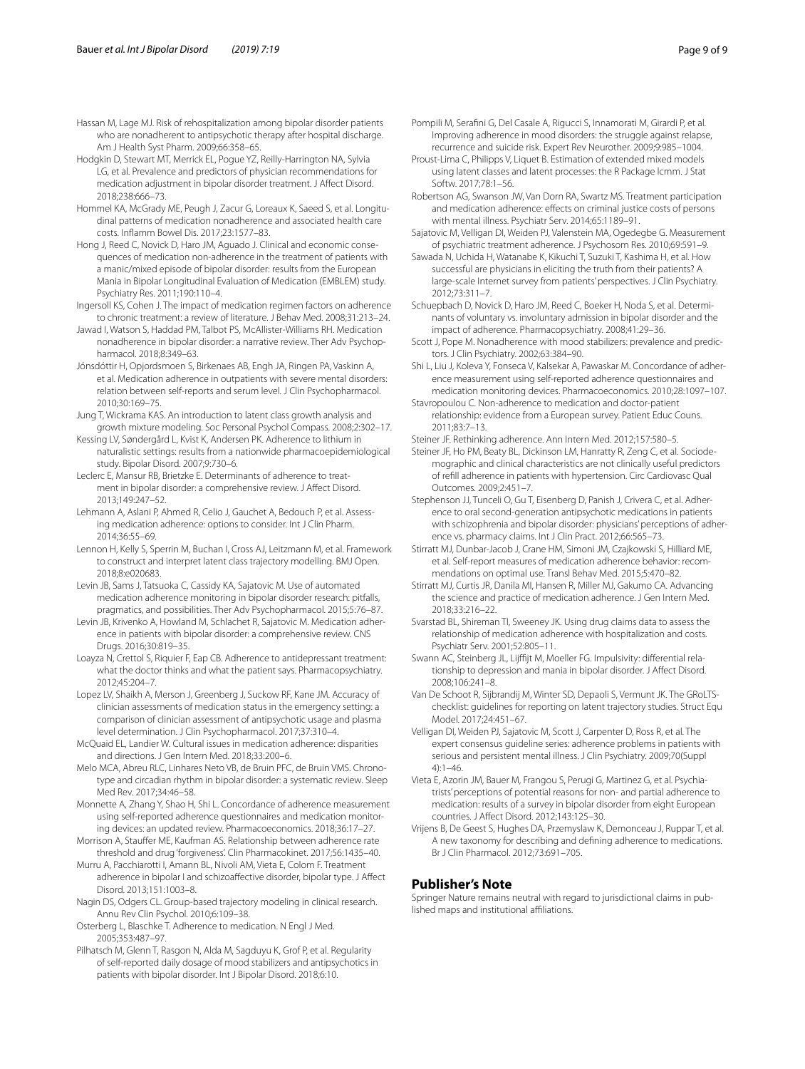Hassan M, Lage MJ. Risk of rehospitalization among bipolar disorder patients who are nonadherent to antipsychotic therapy after hospital discharge. Am J Health Syst Pharm. 2009;66:358–65.

Hodgkin D, Stewart MT, Merrick EL, Pogue YZ, Reilly-Harrington NA, Sylvia LG, et al. Prevalence and predictors of physician recommendations for medication adjustment in bipolar disorder treatment. J Affect Disord. 2018;238:666–73.

Hommel KA, McGrady ME, Peugh J, Zacur G, Loreaux K, Saeed S, et al. Longitudinal patterns of medication nonadherence and associated health care costs. Inflamm Bowel Dis. 2017;23:1577–83.

Hong J, Reed C, Novick D, Haro JM, Aguado J. Clinical and economic consequences of medication non-adherence in the treatment of patients with a manic/mixed episode of bipolar disorder: results from the European Mania in Bipolar Longitudinal Evaluation of Medication (EMBLEM) study. Psychiatry Res. 2011;190:110–4.

Ingersoll KS, Cohen J. The impact of medication regimen factors on adherence to chronic treatment: a review of literature. J Behav Med. 2008;31:213–24.

Jawad I, Watson S, Haddad PM, Talbot PS, McAllister-Williams RH. Medication nonadherence in bipolar disorder: a narrative review. Ther Adv Psychopharmacol. 2018;8:349–63.

Jónsdóttir H, Opjordsmoen S, Birkenaes AB, Engh JA, Ringen PA, Vaskinn A, et al. Medication adherence in outpatients with severe mental disorders: relation between self-reports and serum level. J Clin Psychopharmacol. 2010;30:169–75.

Jung T, Wickrama KAS. An introduction to latent class growth analysis and growth mixture modeling. Soc Personal Psychol Compass. 2008;2:302–17.

Kessing LV, Søndergård L, Kvist K, Andersen PK. Adherence to lithium in naturalistic settings: results from a nationwide pharmacoepidemiological study. Bipolar Disord. 2007;9:730–6.

Leclerc E, Mansur RB, Brietzke E. Determinants of adherence to treatment in bipolar disorder: a comprehensive review. J Affect Disord. 2013;149:247–52.

Lehmann A, Aslani P, Ahmed R, Celio J, Gauchet A, Bedouch P, et al. Assessing medication adherence: options to consider. Int J Clin Pharm. 2014;36:55–69.

Lennon H, Kelly S, Sperrin M, Buchan I, Cross AJ, Leitzmann M, et al. Framework to construct and interpret latent class trajectory modelling. BMJ Open. 2018;8:e020683.

Levin JB, Sams J, Tatsuoka C, Cassidy KA, Sajatovic M. Use of automated medication adherence monitoring in bipolar disorder research: pitfalls, pragmatics, and possibilities. Ther Adv Psychopharmacol. 2015;5:76–87.

Levin JB, Krivenko A, Howland M, Schlachet R, Sajatovic M. Medication adherence in patients with bipolar disorder: a comprehensive review. CNS Drugs. 2016;30:819–35.

Loayza N, Crettol S, Riquier F, Eap CB. Adherence to antidepressant treatment: what the doctor thinks and what the patient says. Pharmacopsychiatry. 2012;45:204–7.

Lopez LV, Shaikh A, Merson J, Greenberg J, Suckow RF, Kane JM. Accuracy of clinician assessments of medication status in the emergency setting: a comparison of clinician assessment of antipsychotic usage and plasma level determination. J Clin Psychopharmacol. 2017;37:310–4.

McQuaid EL, Landier W. Cultural issues in medication adherence: disparities and directions. J Gen Intern Med. 2018;33:200–6.

Melo MCA, Abreu RLC, Linhares Neto VB, de Bruin PFC, de Bruin VMS. Chronotype and circadian rhythm in bipolar disorder: a systematic review. Sleep Med Rev. 2017;34:46–58.

Monnette A, Zhang Y, Shao H, Shi L. Concordance of adherence measurement using self-reported adherence questionnaires and medication monitoring devices: an updated review. Pharmacoeconomics. 2018;36:17–27.

Morrison A, Stauffer ME, Kaufman AS. Relationship between adherence rate threshold and drug 'forgiveness'. Clin Pharmacokinet. 2017;56:1435–40.

Murru A, Pacchiarotti I, Amann BL, Nivoli AM, Vieta E, Colom F. Treatment adherence in bipolar I and schizoaffective disorder, bipolar type. J Affect Disord. 2013;151:1003–8.

Nagin DS, Odgers CL. Group-based trajectory modeling in clinical research. Annu Rev Clin Psychol. 2010;6:109–38.

Osterberg L, Blaschke T. Adherence to medication. N Engl J Med. 2005;353:487–97.

Pilhatsch M, Glenn T, Rasgon N, Alda M, Sagduyu K, Grof P, et al. Regularity of self-reported daily dosage of mood stabilizers and antipsychotics in patients with bipolar disorder. Int J Bipolar Disord. 2018;6:10.

Pompili M, Serafini G, Del Casale A, Rigucci S, Innamorati M, Girardi P, et al. Improving adherence in mood disorders: the struggle against relapse, recurrence and suicide risk. Expert Rev Neurother. 2009;9:985–1004.

Proust-Lima C, Philipps V, Liquet B. Estimation of extended mixed models using latent classes and latent processes: the R Package lcmm. J Stat Softw. 2017;78:1–56.

Robertson AG, Swanson JW, Van Dorn RA, Swartz MS. Treatment participation and medication adherence: effects on criminal justice costs of persons with mental illness. Psychiatr Serv. 2014;65:1189–91.

Sajatovic M, Velligan DI, Weiden PJ, Valenstein MA, Ogedegbe G. Measurement of psychiatric treatment adherence. J Psychosom Res. 2010;69:591–9.

Sawada N, Uchida H, Watanabe K, Kikuchi T, Suzuki T, Kashima H, et al. How successful are physicians in eliciting the truth from their patients? A large-scale Internet survey from patients' perspectives. J Clin Psychiatry. 2012;73:311–7.

Schuepbach D, Novick D, Haro JM, Reed C, Boeker H, Noda S, et al. Determinants of voluntary vs. involuntary admission in bipolar disorder and the impact of adherence. Pharmacopsychiatry. 2008;41:29–36.

Scott J, Pope M. Nonadherence with mood stabilizers: prevalence and predictors. J Clin Psychiatry. 2002;63:384–90.

Shi L, Liu J, Koleva Y, Fonseca V, Kalsekar A, Pawaskar M. Concordance of adherence measurement using self-reported adherence questionnaires and medication monitoring devices. Pharmacoeconomics. 2010;28:1097–107.

Stavropoulou C. Non-adherence to medication and doctor-patient relationship: evidence from a European survey. Patient Educ Couns. 2011;83:7–13.

Steiner JF. Rethinking adherence. Ann Intern Med. 2012;157:580–5.

Steiner JF, Ho PM, Beaty BL, Dickinson LM, Hanratty R, Zeng C, et al. Sociodemographic and clinical characteristics are not clinically useful predictors of refill adherence in patients with hypertension. Circ Cardiovasc Qual Outcomes. 2009;2:451–7.

Stephenson JJ, Tunceli O, Gu T, Eisenberg D, Panish J, Crivera C, et al. Adherence to oral second-generation antipsychotic medications in patients with schizophrenia and bipolar disorder: physicians' perceptions of adherence vs. pharmacy claims. Int J Clin Pract. 2012;66:565–73.

Stirratt MJ, Dunbar-Jacob J, Crane HM, Simoni JM, Czajkowski S, Hilliard ME, et al. Self-report measures of medication adherence behavior: recommendations on optimal use. Transl Behav Med. 2015;5:470–82.

Stirratt MJ, Curtis JR, Danila MI, Hansen R, Miller MJ, Gakumo CA. Advancing the science and practice of medication adherence. J Gen Intern Med. 2018;33:216–22.

Svarstad BL, Shireman TI, Sweeney JK. Using drug claims data to assess the relationship of medication adherence with hospitalization and costs. Psychiatr Serv. 2001;52:805–11.

Swann AC, Steinberg JL, Lijffijt M, Moeller FG. Impulsivity: differential relationship to depression and mania in bipolar disorder. J Affect Disord. 2008;106:241–8.

Van De Schoot R, Sijbrandij M, Winter SD, Depaoli S, Vermunt JK. The GRoLTS-checklist: guidelines for reporting on latent trajectory studies. Struct Equ Model. 2017;24:451–67.

Velligan DI, Weiden PJ, Sajatovic M, Scott J, Carpenter D, Ross R, et al. The expert consensus guideline series: adherence problems in patients with serious and persistent mental illness. J Clin Psychiatry. 2009;70(Suppl 4):1–46.

Vieta E, Azorin JM, Bauer M, Frangou S, Perugi G, Martinez G, et al. Psychiatrists' perceptions of potential reasons for non- and partial adherence to medication: results of a survey in bipolar disorder from eight European countries. J Affect Disord. 2012;143:125–30.

Vrijens B, De Geest S, Hughes DA, Przemyslaw K, Demonceau J, Ruppar T, et al. A new taxonomy for describing and defining adherence to medications. Br J Clin Pharmacol. 2012;73:691–705.

## Publisher's Note

Springer Nature remains neutral with regard to jurisdictional claims in published maps and institutional affiliations.